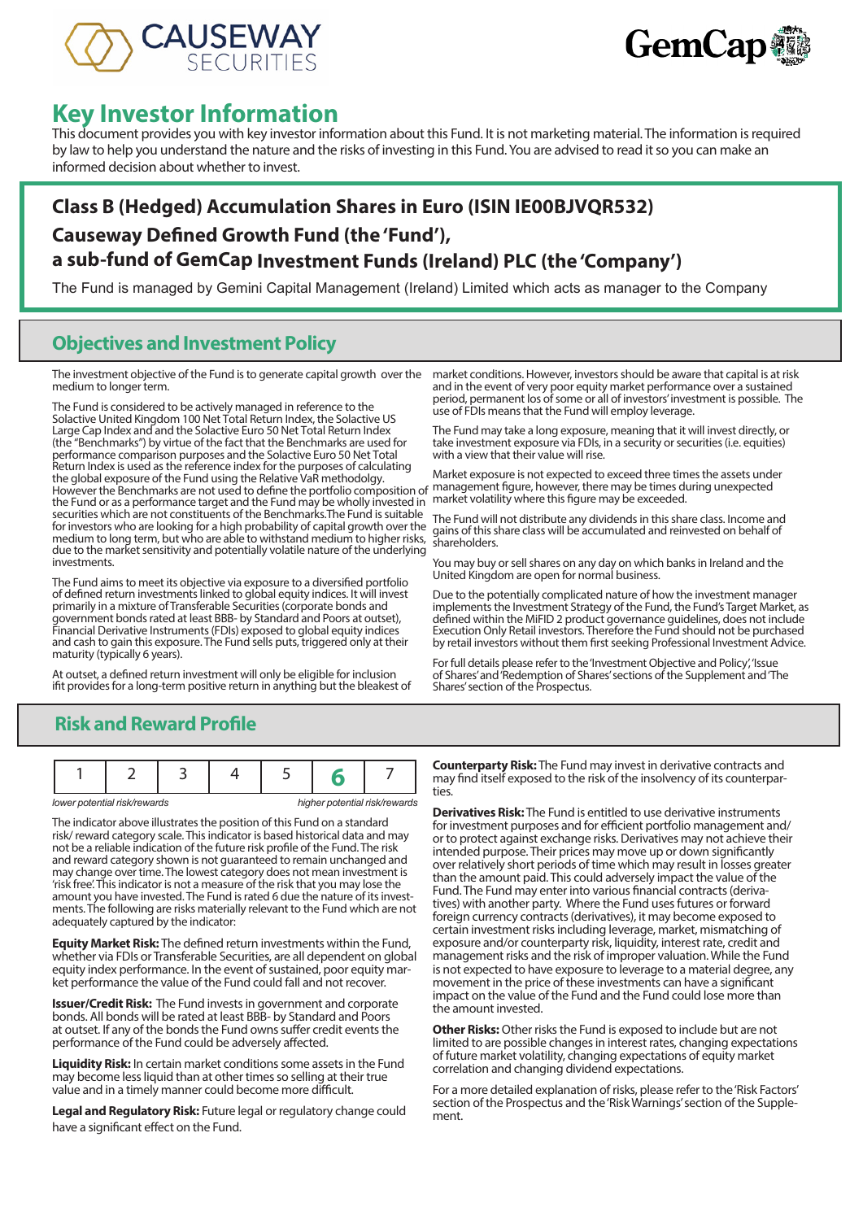# Key Investor Information

This document provides you with key investor information about this Fund. It is not marketing material. The information is required by law to help you understand the nature and the risks of investing in this Fund. You are advised to read it so you can make an informed decision about whether to invest.

**Class B (Hedged) Accumulation Shares in Euro (ISIN IE00BJVQR532)**

**Causeway Defined Growth Fund (the 'Fund'),**

**a sub-fund of GemCap Investment Funds (Ireland) PLC (the 'Company')**

The Fund is managed by Gemini Capital Management (Ireland) Limited which acts as manager to the Company

## Objectives and Investment Policy

The investment objective of the Fund is to generate capital growth over the medium to longer term.

The Fund is considered to be actively managed in reference to the Solactive United Kingdom 100 Net Total Return Index, the Solactive US Large Cap Index and and the Solactive Euro 50 Net Total Return Index (the "Benchmarks") by virtue of the fact that the Benchmarks are used for performance comparison purposes and the Solactive Euro 50 Net Total Return Index is used as the reference index for the purposes of calculating the global exposure of the Fund using the Relative VaR methodolgy. However the Benchmarks are not used to define the portfolio composition of the Fund or as a performance target and the Fund may be wholly invested in securities which are not constituents of the Benchmarks.The Fund is suitable for investors who are looking for a high probability of capital growth over the medium to long term, but who are able to withstand medium to higher risks, due to the market sensitivity and potentially volatile nature of the underlying investments.

The Fund aims to meet its objective via exposure to a diversified portfolio of defined return investments linked to global equity indices. It will invest primarily in a mixture of Transferable Securities (corporate bonds and government bonds rated at least BBB- by Standard and Poors at outset), Financial Derivative Instruments (FDIs) exposed to global equity indices and cash to gain this exposure. The Fund sells puts, triggered only at their maturity (typically 6 years).

At outset, a defined return investment will only be eligible for inclusion ifit provides for a long-term positive return in anything but the bleakest of market conditions. However, investors should be aware that capital is at risk and in the event of very poor equity market performance over a sustained period, permanent los of some or all of investors' investment is possible. The use of FDIs means that the Fund will employ leverage.

The Fund may take a long exposure, meaning that it will invest directly, or take investment exposure via FDIs, in a security or securities (i.e. equities) with a view that their value will rise.

Market exposure is not expected to exceed three times the assets under management figure, however, there may be times during unexpected market volatility where this figure may be exceeded.

The Fund will not distribute any dividends in this share class. Income and gains of this share class will be accumulated and reinvested on behalf of shareholders.

You may buy or sell shares on any day on which banks in Ireland and the United Kingdom are open for normal business.

Due to the potentially complicated nature of how the investment manager implements the Investment Strategy of the Fund, the Fund's Target Market, as defined within the MiFID 2 product governance guidelines, does not include Execution Only Retail investors. Therefore the Fund should not be purchased by retail investors without them first seeking Professional Investment Advice.

For full details please refer to the 'Investment Objective and Policy', 'Issue of Shares' and 'Redemption of Shares' sections of the Supplement and 'The Shares' section of the Prospectus.

## Risk and Reward Profile

| 1 | 2 | 3 | 4 | 5 | **6** | 7 |
|---|---|---|---|---|---|---|

*lower potential risk/rewards* — *higher potential risk/rewards*

The indicator above illustrates the position of this Fund on a standard risk/ reward category scale. This indicator is based historical data and may not be a reliable indication of the future risk profile of the Fund. The risk and reward category shown is not guaranteed to remain unchanged and may change over time. The lowest category does not mean investment is 'risk free'. This indicator is not a measure of the risk that you may lose the amount you have invested. The Fund is rated 6 due the nature of its investments. The following are risks materially relevant to the Fund which are not adequately captured by the indicator:

**Equity Market Risk:** The defined return investments within the Fund, whether via FDIs or Transferable Securities, are all dependent on global equity index performance. In the event of sustained, poor equity market performance the value of the Fund could fall and not recover.

**Issuer/Credit Risk:** The Fund invests in government and corporate bonds. All bonds will be rated at least BBB- by Standard and Poors at outset. If any of the bonds the Fund owns suffer credit events the performance of the Fund could be adversely affected.

**Liquidity Risk:** In certain market conditions some assets in the Fund may become less liquid than at other times so selling at their true value and in a timely manner could become more difficult.

**Legal and Regulatory Risk:** Future legal or regulatory change could have a significant effect on the Fund.

**Counterparty Risk:** The Fund may invest in derivative contracts and may find itself exposed to the risk of the insolvency of its counterparties.

**Derivatives Risk:** The Fund is entitled to use derivative instruments for investment purposes and for efficient portfolio management and/ or to protect against exchange risks. Derivatives may not achieve their intended purpose. Their prices may move up or down significantly over relatively short periods of time which may result in losses greater than the amount paid. This could adversely impact the value of the Fund. The Fund may enter into various financial contracts (derivatives) with another party. Where the Fund uses futures or forward foreign currency contracts (derivatives), it may become exposed to certain investment risks including leverage, market, mismatching of exposure and/or counterparty risk, liquidity, interest rate, credit and management risks and the risk of improper valuation. While the Fund is not expected to have exposure to leverage to a material degree, any movement in the price of these investments can have a significant impact on the value of the Fund and the Fund could lose more than the amount invested.

**Other Risks:** Other risks the Fund is exposed to include but are not limited to are possible changes in interest rates, changing expectations of future market volatility, changing expectations of equity market correlation and changing dividend expectations.

For a more detailed explanation of risks, please refer to the 'Risk Factors' section of the Prospectus and the 'Risk Warnings' section of the Supplement.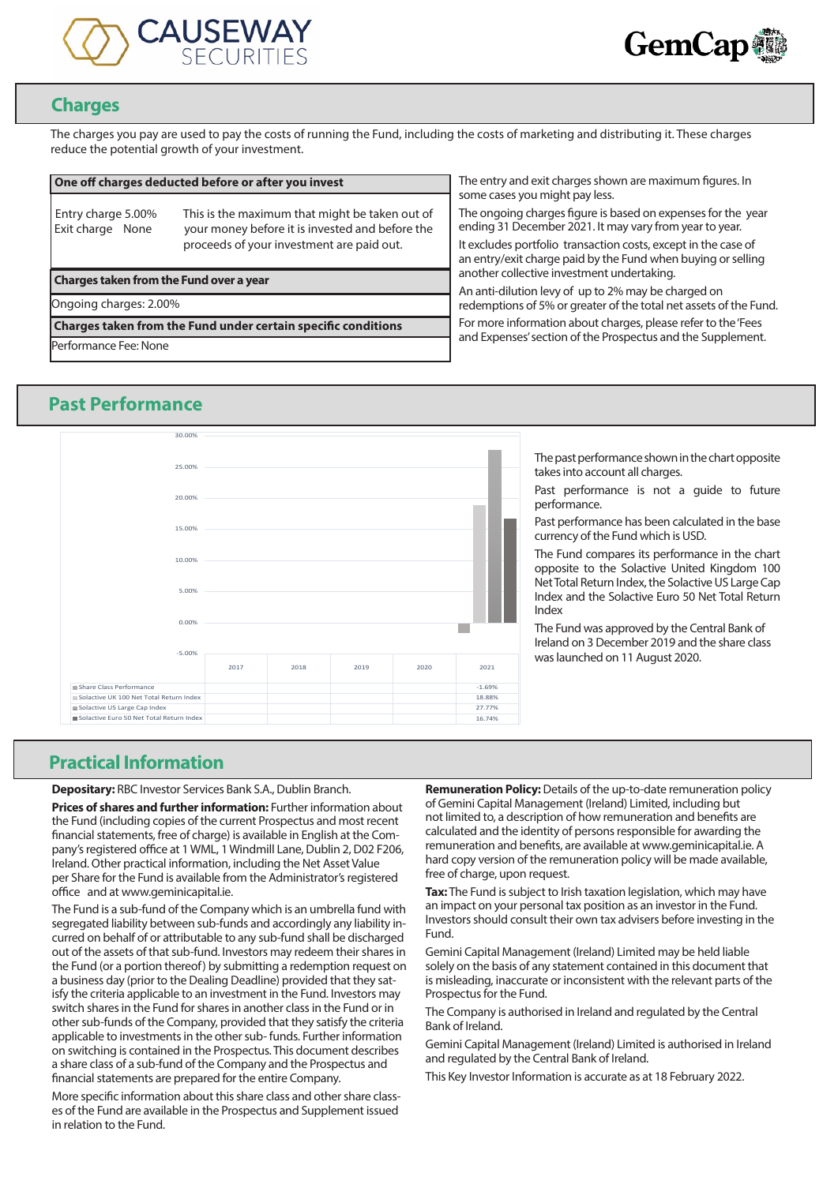## Charges

The charges you pay are used to pay the costs of running the Fund, including the costs of marketing and distributing it. These charges reduce the potential growth of your investment.

| One off charges deducted before or after you invest | |
|---|---|
| Entry charge 5.00%<br>Exit charge None | This is the maximum that might be taken out of your money before it is invested and before the proceeds of your investment are paid out. |
| **Charges taken from the Fund over a year** | |
| Ongoing charges: 2.00% | |
| **Charges taken from the Fund under certain specific conditions** | |
| Performance Fee: None | |

The entry and exit charges shown are maximum figures. In some cases you might pay less.

The ongoing charges figure is based on expenses for the year ending 31 December 2021. It may vary from year to year.

It excludes portfolio transaction costs, except in the case of an entry/exit charge paid by the Fund when buying or selling another collective investment undertaking.

An anti-dilution levy of up to 2% may be charged on redemptions of 5% or greater of the total net assets of the Fund.

For more information about charges, please refer to the 'Fees and Expenses' section of the Prospectus and the Supplement.

## Past Performance

30.00%
25.00%
20.00%
15.00%
10.00%
5.00%
0.00%
-5.00%

2017 2018 2019 2020 2021

Share Class Performance -1.69%
Solactive UK 100 Net Total Return Index 18.88%
Solactive US Large Cap Index 27.77%
Solactive Euro 50 Net Total Return Index 16.74%

The past performance shown in the chart opposite takes into account all charges.

Past performance is not a guide to future performance.

Past performance has been calculated in the base currency of the Fund which is USD.

The Fund compares its performance in the chart opposite to the Solactive United Kingdom 100 Net Total Return Index, the Solactive US Large Cap Index and the Solactive Euro 50 Net Total Return Index

The Fund was approved by the Central Bank of Ireland on 3 December 2019 and the share class was launched on 11 August 2020.

## Practical Information

**Depositary:** RBC Investor Services Bank S.A., Dublin Branch.

**Prices of shares and further information:** Further information about the Fund (including copies of the current Prospectus and most recent financial statements, free of charge) is available in English at the Company's registered office at 1 WML, 1 Windmill Lane, Dublin 2, D02 F206, Ireland. Other practical information, including the Net Asset Value per Share for the Fund is available from the Administrator's registered office and at www.geminicapital.ie.

The Fund is a sub-fund of the Company which is an umbrella fund with segregated liability between sub-funds and accordingly any liability incurred on behalf of or attributable to any sub-fund shall be discharged out of the assets of that sub-fund. Investors may redeem their shares in the Fund (or a portion thereof) by submitting a redemption request on a business day (prior to the Dealing Deadline) provided that they satisfy the criteria applicable to an investment in the Fund. Investors may switch shares in the Fund for shares in another class in the Fund or in other sub-funds of the Company, provided that they satisfy the criteria applicable to investments in the other sub- funds. Further information on switching is contained in the Prospectus. This document describes a share class of a sub-fund of the Company and the Prospectus and financial statements are prepared for the entire Company.

More specific information about this share class and other share classes of the Fund are available in the Prospectus and Supplement issued in relation to the Fund.

**Remuneration Policy:** Details of the up-to-date remuneration policy of Gemini Capital Management (Ireland) Limited, including but not limited to, a description of how remuneration and benefits are calculated and the identity of persons responsible for awarding the remuneration and benefits, are available at www.geminicapital.ie. A hard copy version of the remuneration policy will be made available, free of charge, upon request.

**Tax:** The Fund is subject to Irish taxation legislation, which may have an impact on your personal tax position as an investor in the Fund. Investors should consult their own tax advisers before investing in the Fund.

Gemini Capital Management (Ireland) Limited may be held liable solely on the basis of any statement contained in this document that is misleading, inaccurate or inconsistent with the relevant parts of the Prospectus for the Fund.

The Company is authorised in Ireland and regulated by the Central Bank of Ireland.

Gemini Capital Management (Ireland) Limited is authorised in Ireland and regulated by the Central Bank of Ireland.

This Key Investor Information is accurate as at 18 February 2022.